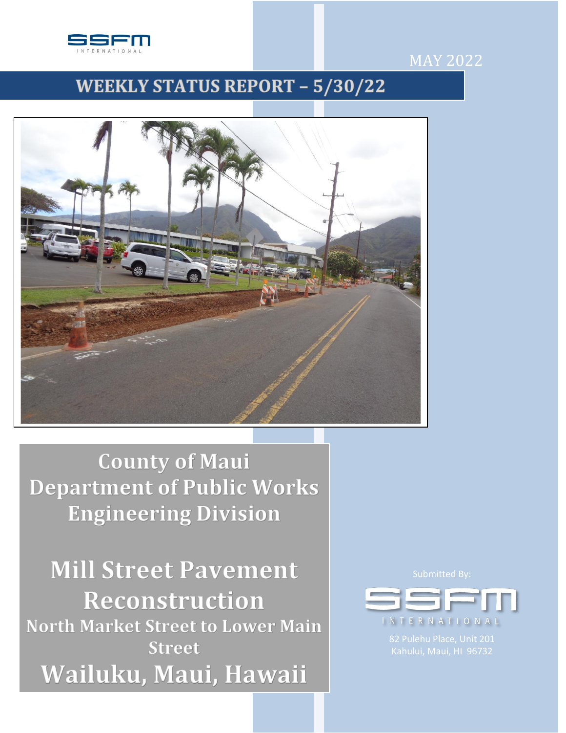SSFM INTERNATIONAL

MAY 2022

# WEEKLY STATUS REPORT – 5/30/22

## County of Maui Department of Public Works Engineering Division

# Mill Street Pavement Reconstruction

## North Market Street to Lower Main Street

## Wailuku, Maui, Hawaii

Submitted By:

SSFM INTERNATIONAL

82 Pulehu Place, Unit 201
Kahului, Maui, HI 96732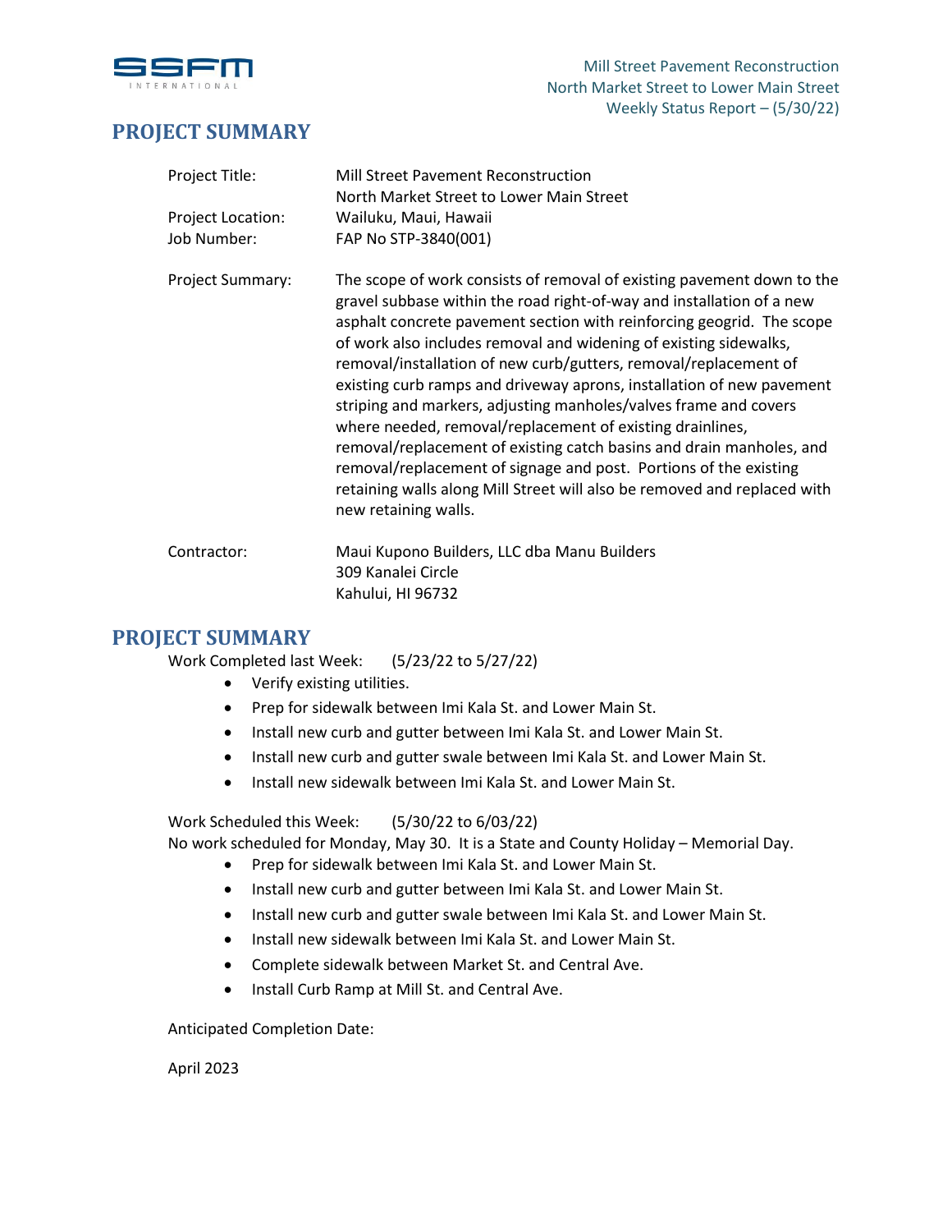# PROJECT SUMMARY

| | |
|---|---|
| Project Title: | Mill Street Pavement Reconstruction<br>North Market Street to Lower Main Street |
| Project Location: | Wailuku, Maui, Hawaii |
| Job Number: | FAP No STP-3840(001) |
| Project Summary: | The scope of work consists of removal of existing pavement down to the gravel subbase within the road right-of-way and installation of a new asphalt concrete pavement section with reinforcing geogrid. The scope of work also includes removal and widening of existing sidewalks, removal/installation of new curb/gutters, removal/replacement of existing curb ramps and driveway aprons, installation of new pavement striping and markers, adjusting manholes/valves frame and covers where needed, removal/replacement of existing drainlines, removal/replacement of existing catch basins and drain manholes, and removal/replacement of signage and post. Portions of the existing retaining walls along Mill Street will also be removed and replaced with new retaining walls. |
| Contractor: | Maui Kupono Builders, LLC dba Manu Builders<br>309 Kanalei Circle<br>Kahului, HI 96732 |

# PROJECT SUMMARY

Work Completed last Week: (5/23/22 to 5/27/22)

- Verify existing utilities.
- Prep for sidewalk between Imi Kala St. and Lower Main St.
- Install new curb and gutter between Imi Kala St. and Lower Main St.
- Install new curb and gutter swale between Imi Kala St. and Lower Main St.
- Install new sidewalk between Imi Kala St. and Lower Main St.

Work Scheduled this Week: (5/30/22 to 6/03/22)

No work scheduled for Monday, May 30. It is a State and County Holiday – Memorial Day.

- Prep for sidewalk between Imi Kala St. and Lower Main St.
- Install new curb and gutter between Imi Kala St. and Lower Main St.
- Install new curb and gutter swale between Imi Kala St. and Lower Main St.
- Install new sidewalk between Imi Kala St. and Lower Main St.
- Complete sidewalk between Market St. and Central Ave.
- Install Curb Ramp at Mill St. and Central Ave.

Anticipated Completion Date:

April 2023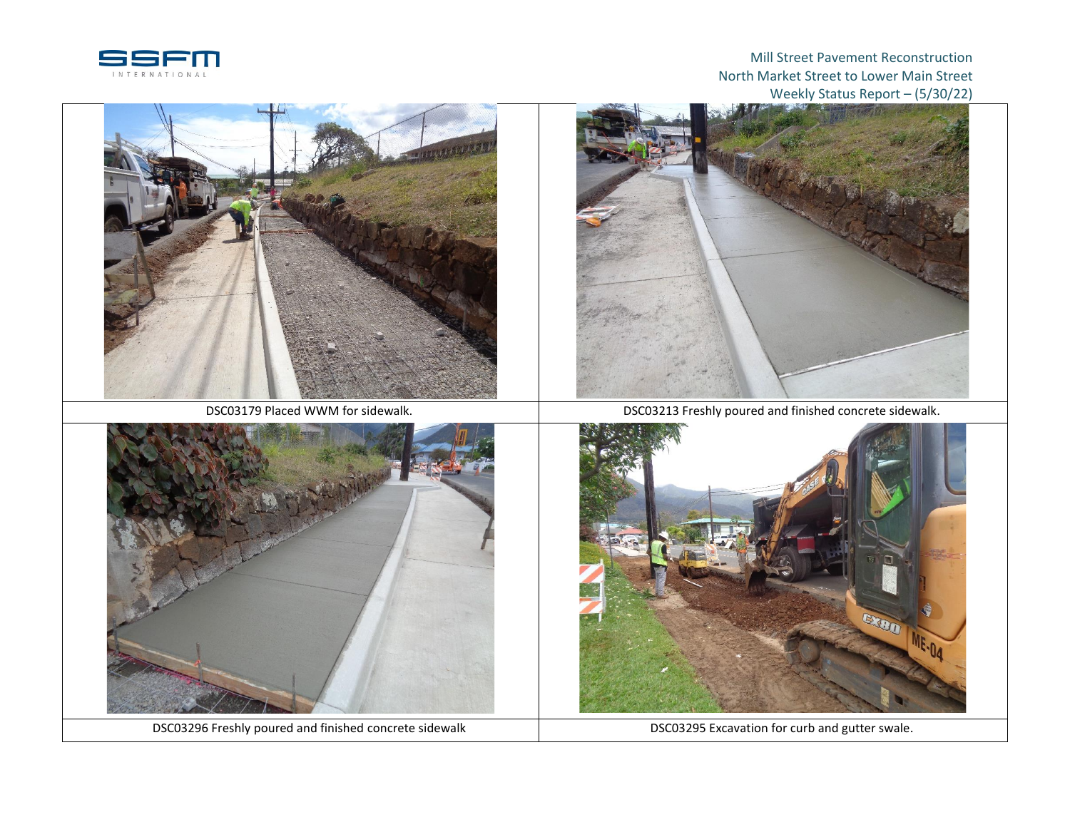DSC03179 Placed WWM for sidewalk.

DSC03213 Freshly poured and finished concrete sidewalk.

DSC03296 Freshly poured and finished concrete sidewalk

DSC03295 Excavation for curb and gutter swale.